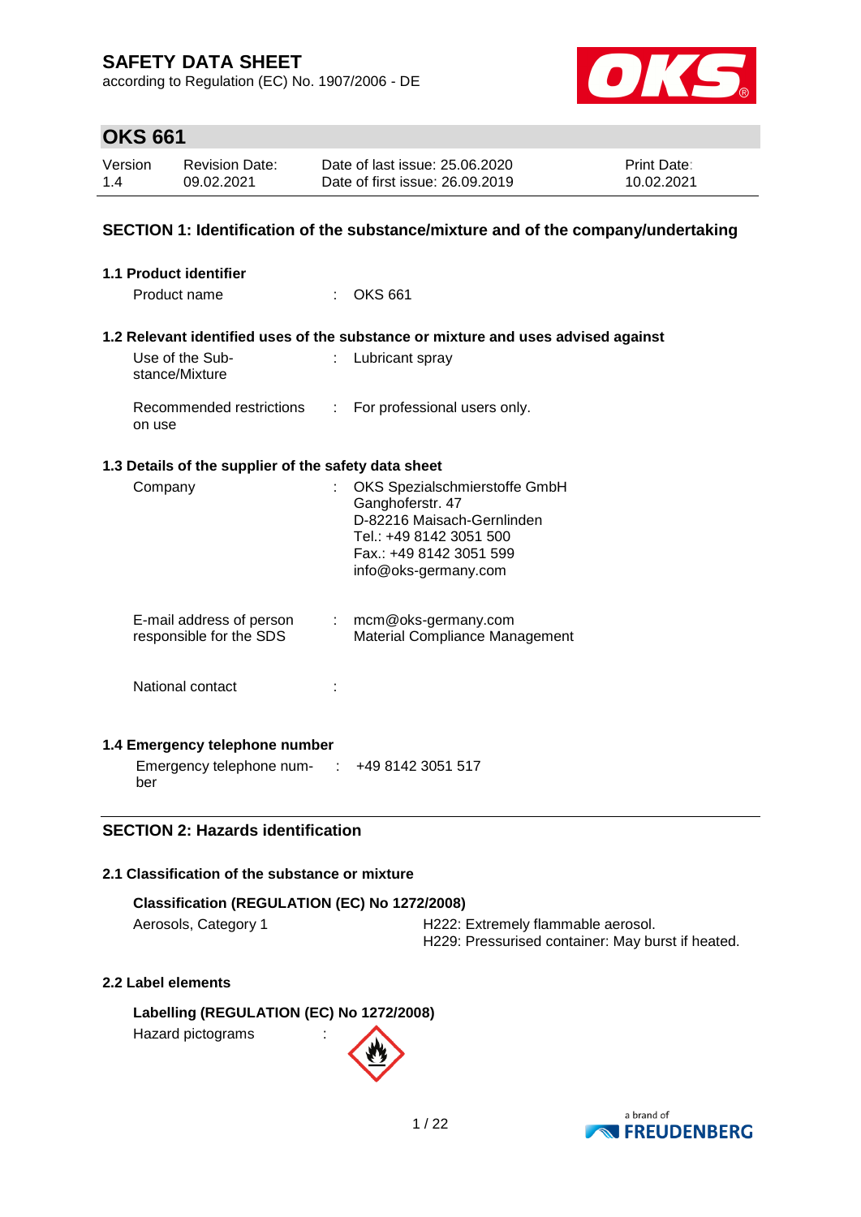# SAFETY DATA SHEET

according to Regulation (EC) No. 1907/2006 - DE

## OKS 661

| Version | Revision Date: | Date of last issue: 25.06.2020 | Print Date: |
|---|---|---|---|
| 1.4 | 09.02.2021 | Date of first issue: 26.09.2019 | 10.02.2021 |

## SECTION 1: Identification of the substance/mixture and of the company/undertaking

### 1.1 Product identifier

Product name : OKS 661

### 1.2 Relevant identified uses of the substance or mixture and uses advised against

Use of the Substance/Mixture : Lubricant spray

Recommended restrictions on use : For professional users only.

### 1.3 Details of the supplier of the safety data sheet

Company : OKS Spezialschmierstoffe GmbH
Ganghoferstr. 47
D-82216 Maisach-Gernlinden
Tel.: +49 8142 3051 500
Fax.: +49 8142 3051 599
info@oks-germany.com

E-mail address of person responsible for the SDS : mcm@oks-germany.com
Material Compliance Management

National contact :

### 1.4 Emergency telephone number

Emergency telephone number : +49 8142 3051 517

## SECTION 2: Hazards identification

### 2.1 Classification of the substance or mixture

**Classification (REGULATION (EC) No 1272/2008)**

Aerosols, Category 1 — H222: Extremely flammable aerosol.
H229: Pressurised container: May burst if heated.

### 2.2 Label elements

**Labelling (REGULATION (EC) No 1272/2008)**

Hazard pictograms :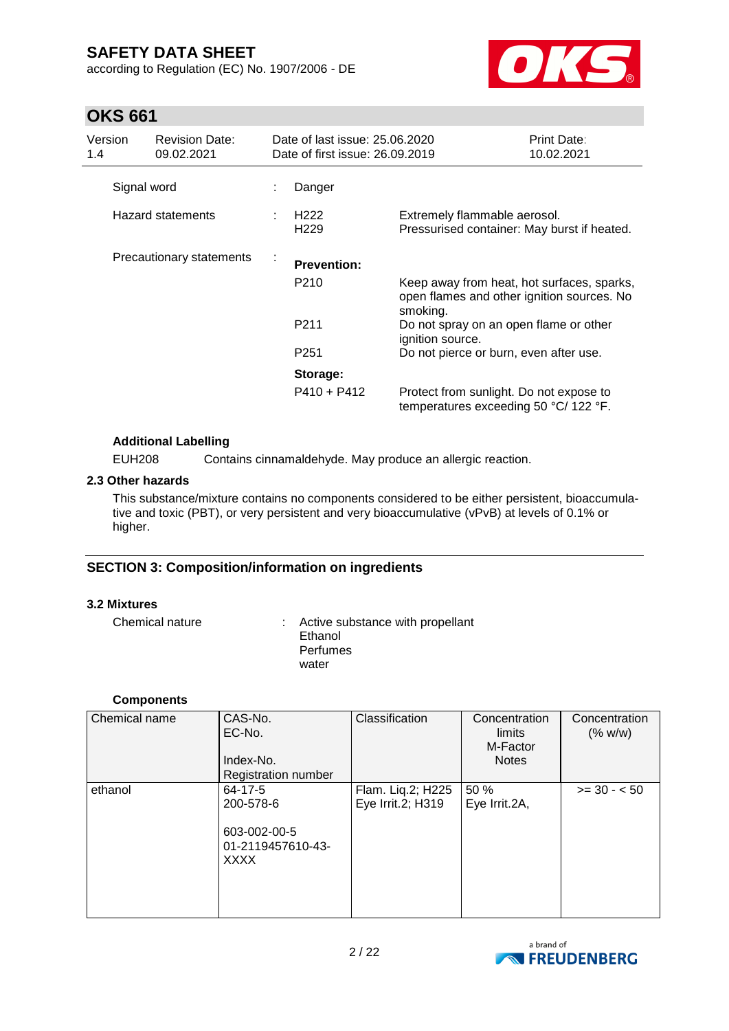| Signal word | : | Danger | |
|---|---|---|---|
| Hazard statements | : | H222<br>H229 | Extremely flammable aerosol.<br>Pressurised container: May burst if heated. |
| Precautionary statements | : | **Prevention:** | |
| | | P210 | Keep away from heat, hot surfaces, sparks, open flames and other ignition sources. No smoking. |
| | | P211 | Do not spray on an open flame or other ignition source. |
| | | P251 | Do not pierce or burn, even after use. |
| | | **Storage:** | |
| | | P410 + P412 | Protect from sunlight. Do not expose to temperatures exceeding 50 °C/ 122 °F. |

**Additional Labelling**

EUH208 Contains cinnamaldehyde. May produce an allergic reaction.

### 2.3 Other hazards

This substance/mixture contains no components considered to be either persistent, bioaccumulative and toxic (PBT), or very persistent and very bioaccumulative (vPvB) at levels of 0.1% or higher.

## SECTION 3: Composition/information on ingredients

### 3.2 Mixtures

Chemical nature : Active substance with propellant
Ethanol
Perfumes
water

**Components**

| Chemical name | CAS-No.<br>EC-No.<br><br>Index-No.<br>Registration number | Classification | Concentration limits<br>M-Factor<br>Notes | Concentration (% w/w) |
|---|---|---|---|---|
| ethanol | 64-17-5<br>200-578-6<br><br>603-002-00-5<br>01-2119457610-43-XXXX | Flam. Liq.2; H225<br>Eye Irrit.2; H319 | 50 %<br>Eye Irrit.2A, | >= 30 - < 50 |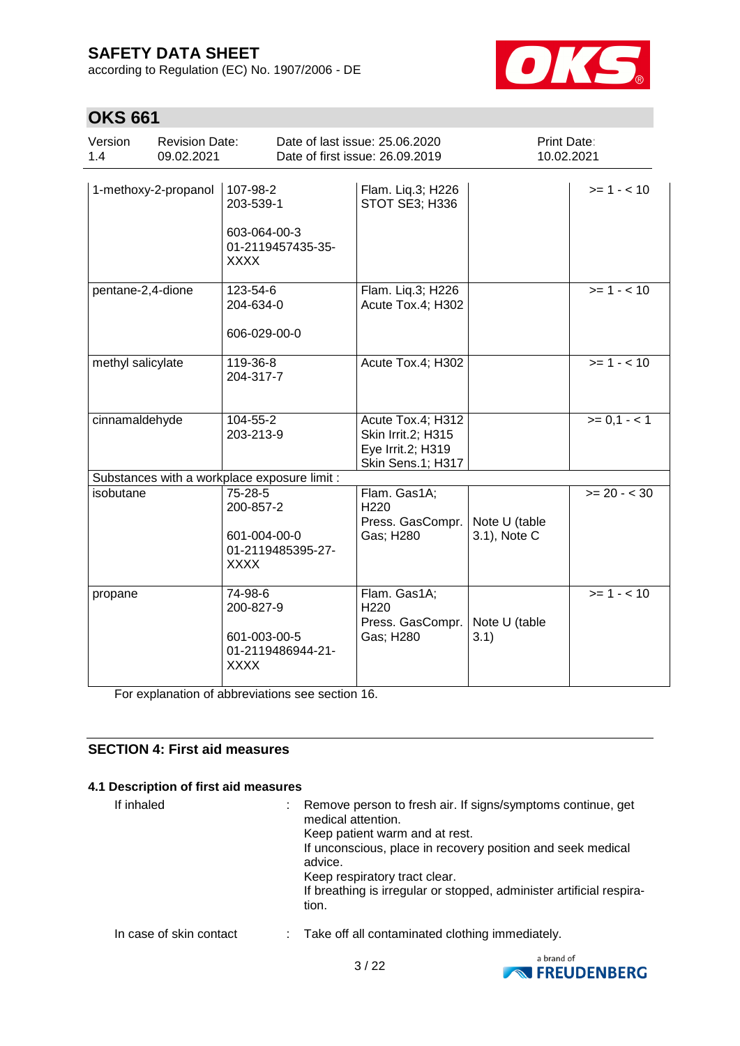| | | | | |
|---|---|---|---|---|
| 1-methoxy-2-propanol | 107-98-2<br>203-539-1<br><br>603-064-00-3<br>01-2119457435-35-XXXX | Flam. Liq.3; H226<br>STOT SE3; H336 | | >= 1 - < 10 |
| pentane-2,4-dione | 123-54-6<br>204-634-0<br><br>606-029-00-0 | Flam. Liq.3; H226<br>Acute Tox.4; H302 | | >= 1 - < 10 |
| methyl salicylate | 119-36-8<br>204-317-7 | Acute Tox.4; H302 | | >= 1 - < 10 |
| cinnamaldehyde | 104-55-2<br>203-213-9 | Acute Tox.4; H312<br>Skin Irrit.2; H315<br>Eye Irrit.2; H319<br>Skin Sens.1; H317 | | >= 0,1 - < 1 |
| Substances with a workplace exposure limit : | | | | |
| isobutane | 75-28-5<br>200-857-2<br><br>601-004-00-0<br>01-2119485395-27-XXXX | Flam. Gas1A; H220<br>Press. GasCompr. Gas; H280 | Note U (table 3.1), Note C | >= 20 - < 30 |
| propane | 74-98-6<br>200-827-9<br><br>601-003-00-5<br>01-2119486944-21-XXXX | Flam. Gas1A; H220<br>Press. GasCompr. Gas; H280 | Note U (table 3.1) | >= 1 - < 10 |

For explanation of abbreviations see section 16.

## SECTION 4: First aid measures

### 4.1 Description of first aid measures

If inhaled : Remove person to fresh air. If signs/symptoms continue, get medical attention.
Keep patient warm and at rest.
If unconscious, place in recovery position and seek medical advice.
Keep respiratory tract clear.
If breathing is irregular or stopped, administer artificial respiration.

In case of skin contact : Take off all contaminated clothing immediately.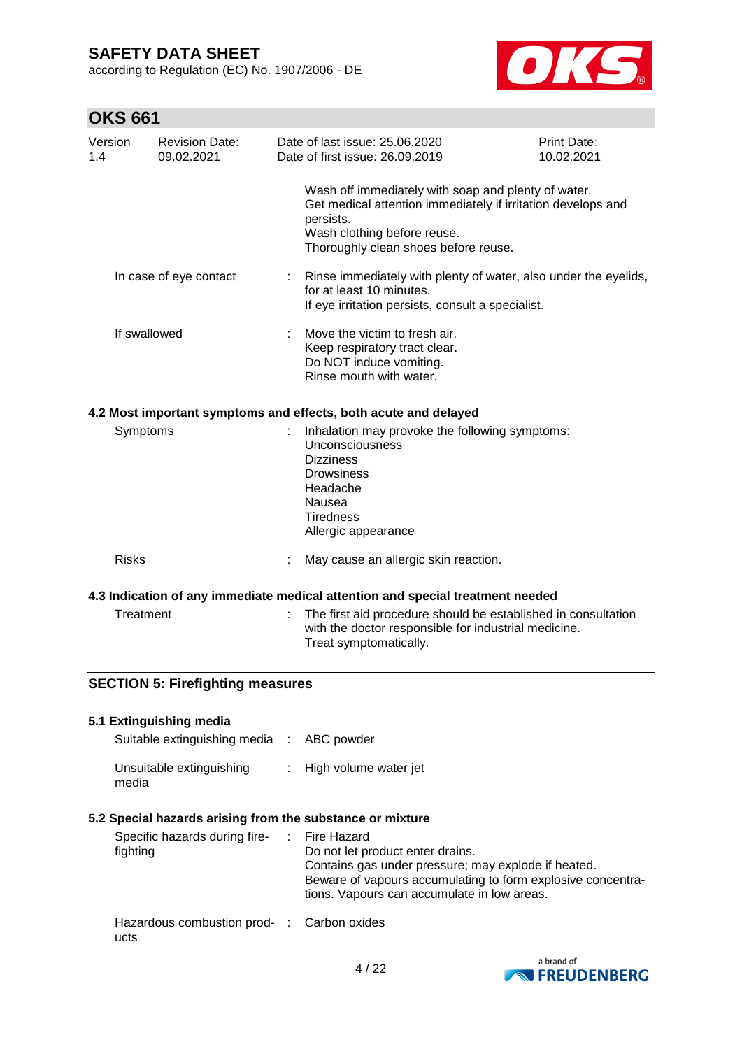Wash off immediately with soap and plenty of water.
Get medical attention immediately if irritation develops and persists.
Wash clothing before reuse.
Thoroughly clean shoes before reuse.

| | | |
|---|---|---|
| In case of eye contact | : | Rinse immediately with plenty of water, also under the eyelids, for at least 10 minutes.<br>If eye irritation persists, consult a specialist. |
| If swallowed | : | Move the victim to fresh air.<br>Keep respiratory tract clear.<br>Do NOT induce vomiting.<br>Rinse mouth with water. |

### 4.2 Most important symptoms and effects, both acute and delayed

| | | |
|---|---|---|
| Symptoms | : | Inhalation may provoke the following symptoms:<br>Unconsciousness<br>Dizziness<br>Drowsiness<br>Headache<br>Nausea<br>Tiredness<br>Allergic appearance |
| Risks | : | May cause an allergic skin reaction. |

### 4.3 Indication of any immediate medical attention and special treatment needed

| | | |
|---|---|---|
| Treatment | : | The first aid procedure should be established in consultation with the doctor responsible for industrial medicine.<br>Treat symptomatically. |

## SECTION 5: Firefighting measures

### 5.1 Extinguishing media

| | | |
|---|---|---|
| Suitable extinguishing media | : | ABC powder |
| Unsuitable extinguishing media | : | High volume water jet |

### 5.2 Special hazards arising from the substance or mixture

| | | |
|---|---|---|
| Specific hazards during fire-fighting | : | Fire Hazard<br>Do not let product enter drains.<br>Contains gas under pressure; may explode if heated.<br>Beware of vapours accumulating to form explosive concentrations. Vapours can accumulate in low areas. |
| Hazardous combustion products | : | Carbon oxides |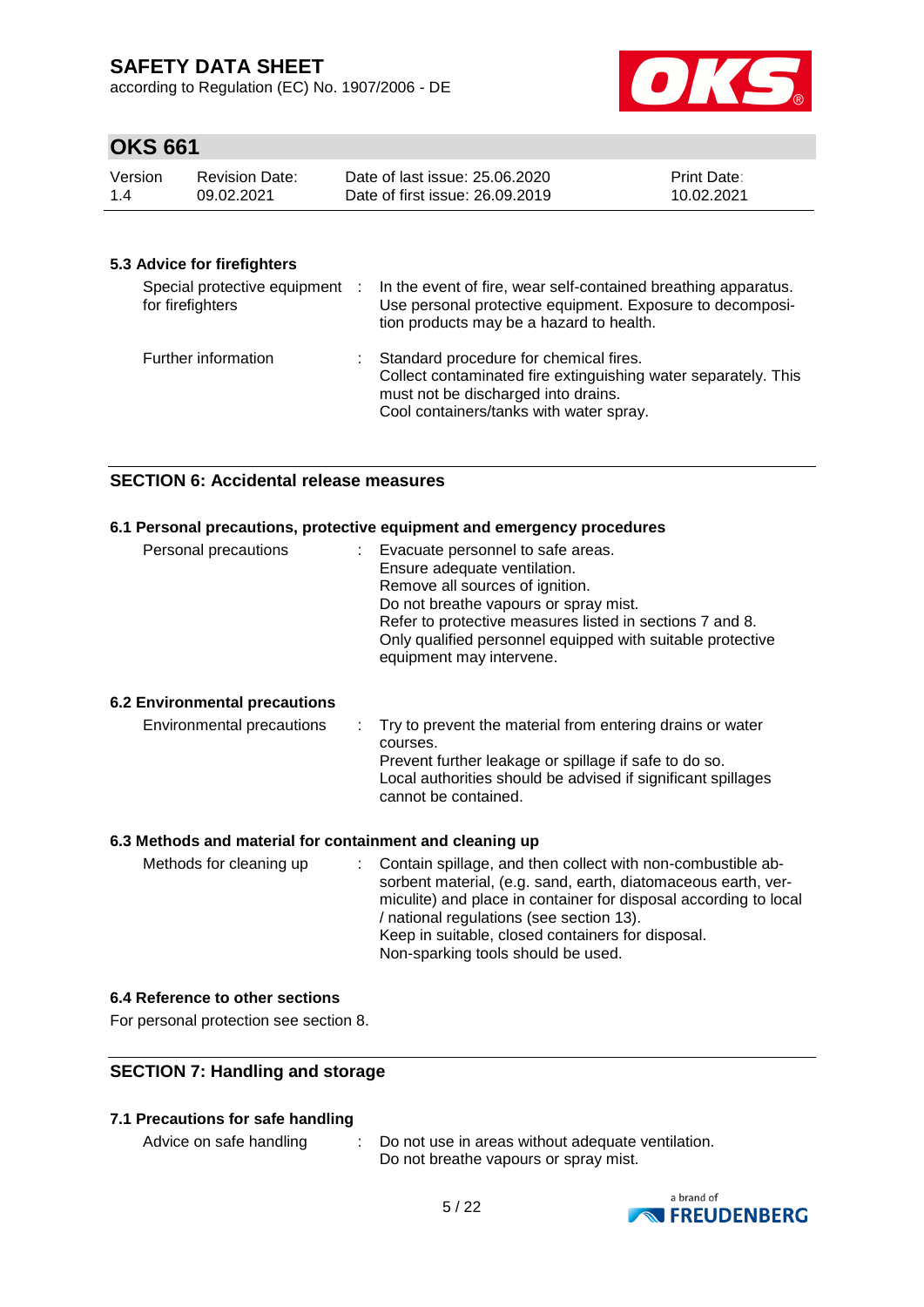### 5.3 Advice for firefighters

| | |
|---|---|
| Special protective equipment for firefighters | : In the event of fire, wear self-contained breathing apparatus. Use personal protective equipment. Exposure to decomposition products may be a hazard to health. |
| Further information | : Standard procedure for chemical fires. Collect contaminated fire extinguishing water separately. This must not be discharged into drains. Cool containers/tanks with water spray. |

## SECTION 6: Accidental release measures

### 6.1 Personal precautions, protective equipment and emergency procedures

| | |
|---|---|
| Personal precautions | : Evacuate personnel to safe areas. Ensure adequate ventilation. Remove all sources of ignition. Do not breathe vapours or spray mist. Refer to protective measures listed in sections 7 and 8. Only qualified personnel equipped with suitable protective equipment may intervene. |

### 6.2 Environmental precautions

| | |
|---|---|
| Environmental precautions | : Try to prevent the material from entering drains or water courses. Prevent further leakage or spillage if safe to do so. Local authorities should be advised if significant spillages cannot be contained. |

### 6.3 Methods and material for containment and cleaning up

| | |
|---|---|
| Methods for cleaning up | : Contain spillage, and then collect with non-combustible absorbent material, (e.g. sand, earth, diatomaceous earth, vermiculite) and place in container for disposal according to local / national regulations (see section 13). Keep in suitable, closed containers for disposal. Non-sparking tools should be used. |

### 6.4 Reference to other sections

For personal protection see section 8.

## SECTION 7: Handling and storage

### 7.1 Precautions for safe handling

| | |
|---|---|
| Advice on safe handling | : Do not use in areas without adequate ventilation. Do not breathe vapours or spray mist. |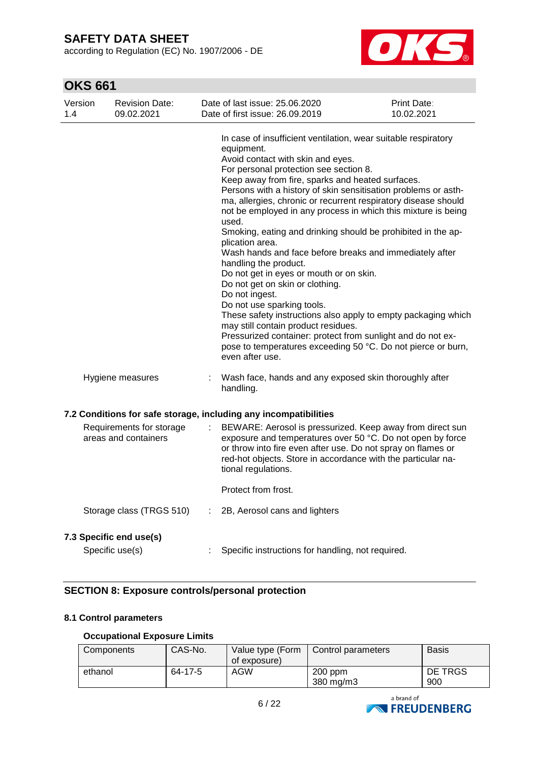In case of insufficient ventilation, wear suitable respiratory equipment.
Avoid contact with skin and eyes.
For personal protection see section 8.
Keep away from fire, sparks and heated surfaces.
Persons with a history of skin sensitisation problems or asthma, allergies, chronic or recurrent respiratory disease should not be employed in any process in which this mixture is being used.
Smoking, eating and drinking should be prohibited in the application area.
Wash hands and face before breaks and immediately after handling the product.
Do not get in eyes or mouth or on skin.
Do not get on skin or clothing.
Do not ingest.
Do not use sparking tools.
These safety instructions also apply to empty packaging which may still contain product residues.
Pressurized container: protect from sunlight and do not expose to temperatures exceeding 50 °C. Do not pierce or burn, even after use.

Hygiene measures : Wash face, hands and any exposed skin thoroughly after handling.

### 7.2 Conditions for safe storage, including any incompatibilities

Requirements for storage areas and containers : BEWARE: Aerosol is pressurized. Keep away from direct sun exposure and temperatures over 50 °C. Do not open by force or throw into fire even after use. Do not spray on flames or red-hot objects. Store in accordance with the particular national regulations.

Protect from frost.

Storage class (TRGS 510) : 2B, Aerosol cans and lighters

### 7.3 Specific end use(s)

Specific use(s) : Specific instructions for handling, not required.

## SECTION 8: Exposure controls/personal protection

### 8.1 Control parameters

**Occupational Exposure Limits**

| Components | CAS-No. | Value type (Form of exposure) | Control parameters | Basis |
|---|---|---|---|---|
| ethanol | 64-17-5 | AGW | 200 ppm<br>380 mg/m3 | DE TRGS 900 |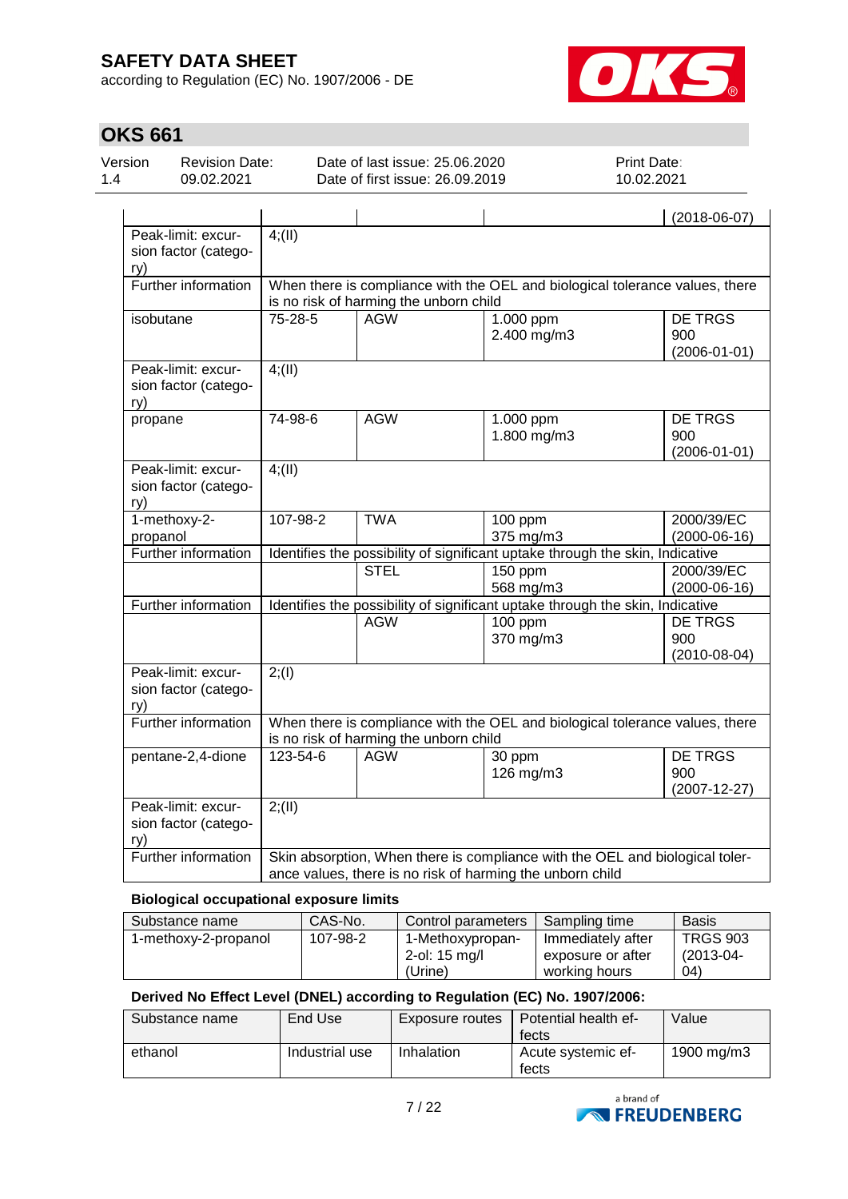| | | | | (2018-06-07) |
|---|---|---|---|---|
| Peak-limit: excursion factor (category) | 4;(II) | | | |
| Further information | When there is compliance with the OEL and biological tolerance values, there is no risk of harming the unborn child | | | |
| isobutane | 75-28-5 | AGW | 1.000 ppm<br>2.400 mg/m3 | DE TRGS 900<br>(2006-01-01) |
| Peak-limit: excursion factor (category) | 4;(II) | | | |
| propane | 74-98-6 | AGW | 1.000 ppm<br>1.800 mg/m3 | DE TRGS 900<br>(2006-01-01) |
| Peak-limit: excursion factor (category) | 4;(II) | | | |
| 1-methoxy-2-propanol | 107-98-2 | TWA | 100 ppm<br>375 mg/m3 | 2000/39/EC<br>(2000-06-16) |
| Further information | Identifies the possibility of significant uptake through the skin, Indicative | | | |
| | | STEL | 150 ppm<br>568 mg/m3 | 2000/39/EC<br>(2000-06-16) |
| Further information | Identifies the possibility of significant uptake through the skin, Indicative | | | |
| | | AGW | 100 ppm<br>370 mg/m3 | DE TRGS 900<br>(2010-08-04) |
| Peak-limit: excursion factor (category) | 2;(I) | | | |
| Further information | When there is compliance with the OEL and biological tolerance values, there is no risk of harming the unborn child | | | |
| pentane-2,4-dione | 123-54-6 | AGW | 30 ppm<br>126 mg/m3 | DE TRGS 900<br>(2007-12-27) |
| Peak-limit: excursion factor (category) | 2;(II) | | | |
| Further information | Skin absorption, When there is compliance with the OEL and biological tolerance values, there is no risk of harming the unborn child | | | |

**Biological occupational exposure limits**

| Substance name | CAS-No. | Control parameters | Sampling time | Basis |
|---|---|---|---|---|
| 1-methoxy-2-propanol | 107-98-2 | 1-Methoxypropan-2-ol: 15 mg/l (Urine) | Immediately after exposure or after working hours | TRGS 903 (2013-04-04) |

**Derived No Effect Level (DNEL) according to Regulation (EC) No. 1907/2006:**

| Substance name | End Use | Exposure routes | Potential health effects | Value |
|---|---|---|---|---|
| ethanol | Industrial use | Inhalation | Acute systemic effects | 1900 mg/m3 |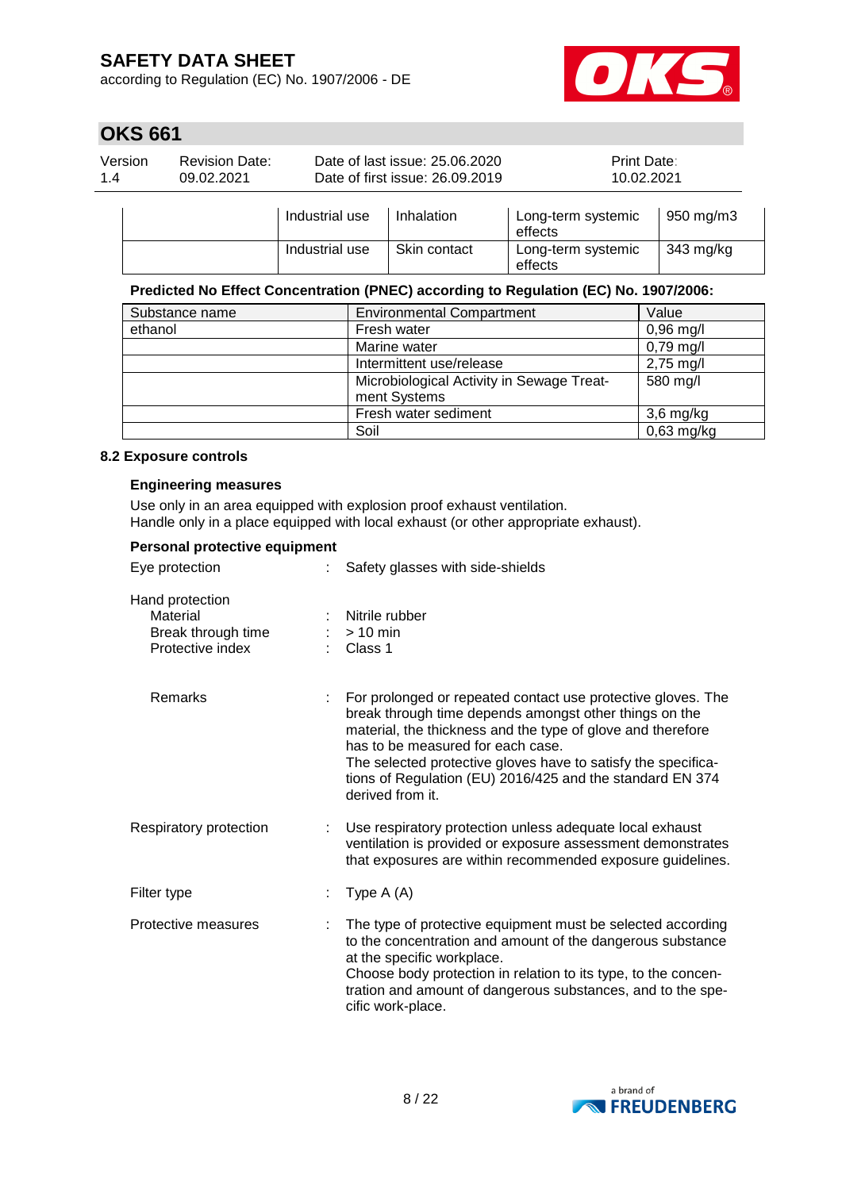| | Industrial use | Inhalation | Long-term systemic effects | 950 mg/m3 |
|---|---|---|---|---|
| | Industrial use | Skin contact | Long-term systemic effects | 343 mg/kg |

**Predicted No Effect Concentration (PNEC) according to Regulation (EC) No. 1907/2006:**

| Substance name | Environmental Compartment | Value |
|---|---|---|
| ethanol | Fresh water | 0,96 mg/l |
| | Marine water | 0,79 mg/l |
| | Intermittent use/release | 2,75 mg/l |
| | Microbiological Activity in Sewage Treatment Systems | 580 mg/l |
| | Fresh water sediment | 3,6 mg/kg |
| | Soil | 0,63 mg/kg |

### 8.2 Exposure controls

**Engineering measures**

Use only in an area equipped with explosion proof exhaust ventilation.
Handle only in a place equipped with local exhaust (or other appropriate exhaust).

**Personal protective equipment**

Eye protection : Safety glasses with side-shields

Hand protection
- Material : Nitrile rubber
- Break through time : > 10 min
- Protective index : Class 1

Remarks : For prolonged or repeated contact use protective gloves. The break through time depends amongst other things on the material, the thickness and the type of glove and therefore has to be measured for each case.
The selected protective gloves have to satisfy the specifications of Regulation (EU) 2016/425 and the standard EN 374 derived from it.

Respiratory protection : Use respiratory protection unless adequate local exhaust ventilation is provided or exposure assessment demonstrates that exposures are within recommended exposure guidelines.

Filter type : Type A (A)

Protective measures : The type of protective equipment must be selected according to the concentration and amount of the dangerous substance at the specific workplace.
Choose body protection in relation to its type, to the concentration and amount of dangerous substances, and to the specific work-place.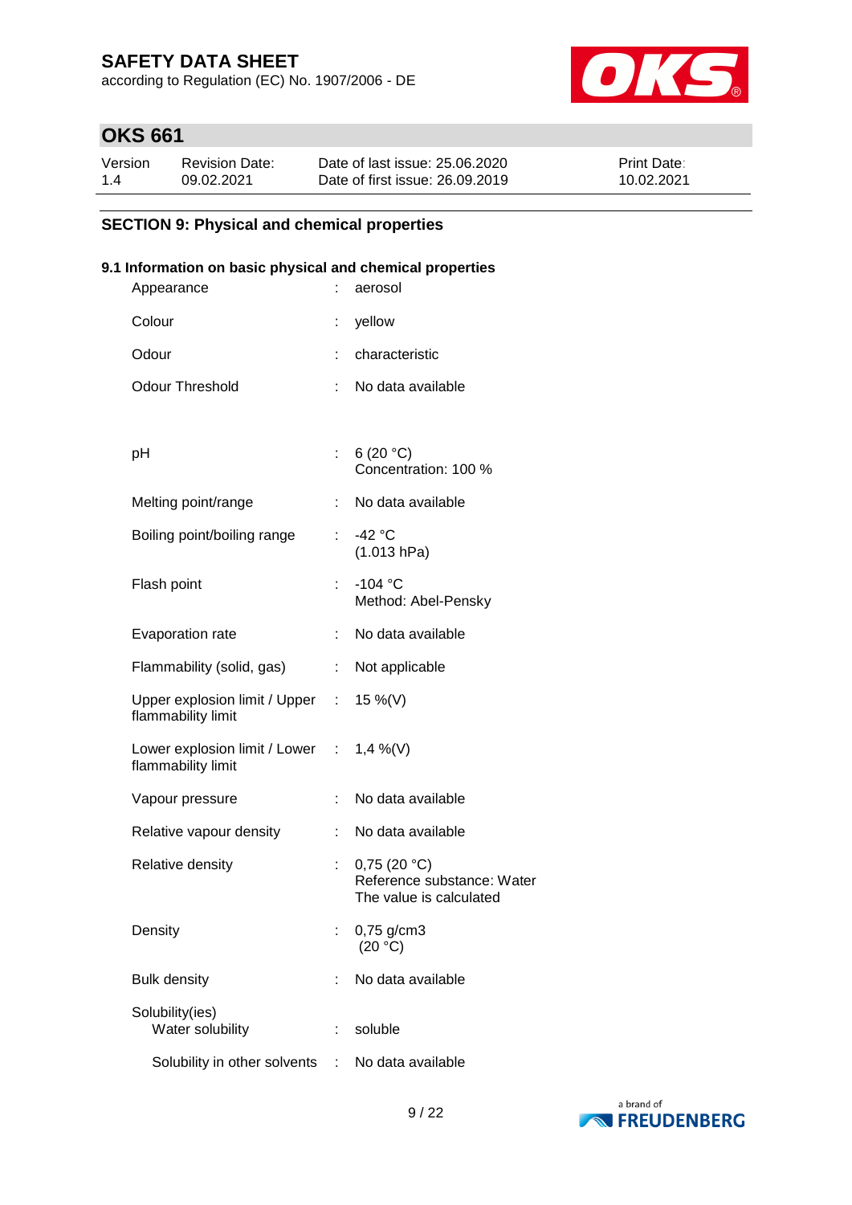# SAFETY DATA SHEET

according to Regulation (EC) No. 1907/2006 - DE

## OKS 661

| Version | Revision Date: | Date of last issue: 25.06.2020 | Print Date: |
|---|---|---|---|
| 1.4 | 09.02.2021 | Date of first issue: 26.09.2019 | 10.02.2021 |

## SECTION 9: Physical and chemical properties

### 9.1 Information on basic physical and chemical properties

| Property | | Value |
|---|---|---|
| Appearance | : | aerosol |
| Colour | : | yellow |
| Odour | : | characteristic |
| Odour Threshold | : | No data available |
| pH | : | 6 (20 °C)<br>Concentration: 100 % |
| Melting point/range | : | No data available |
| Boiling point/boiling range | : | -42 °C<br>(1.013 hPa) |
| Flash point | : | -104 °C<br>Method: Abel-Pensky |
| Evaporation rate | : | No data available |
| Flammability (solid, gas) | : | Not applicable |
| Upper explosion limit / Upper flammability limit | : | 15 %(V) |
| Lower explosion limit / Lower flammability limit | : | 1,4 %(V) |
| Vapour pressure | : | No data available |
| Relative vapour density | : | No data available |
| Relative density | : | 0,75 (20 °C)<br>Reference substance: Water<br>The value is calculated |
| Density | : | 0,75 g/cm3<br>(20 °C) |
| Bulk density | : | No data available |
| Solubility(ies)<br>Water solubility | : | soluble |
| Solubility in other solvents | : | No data available |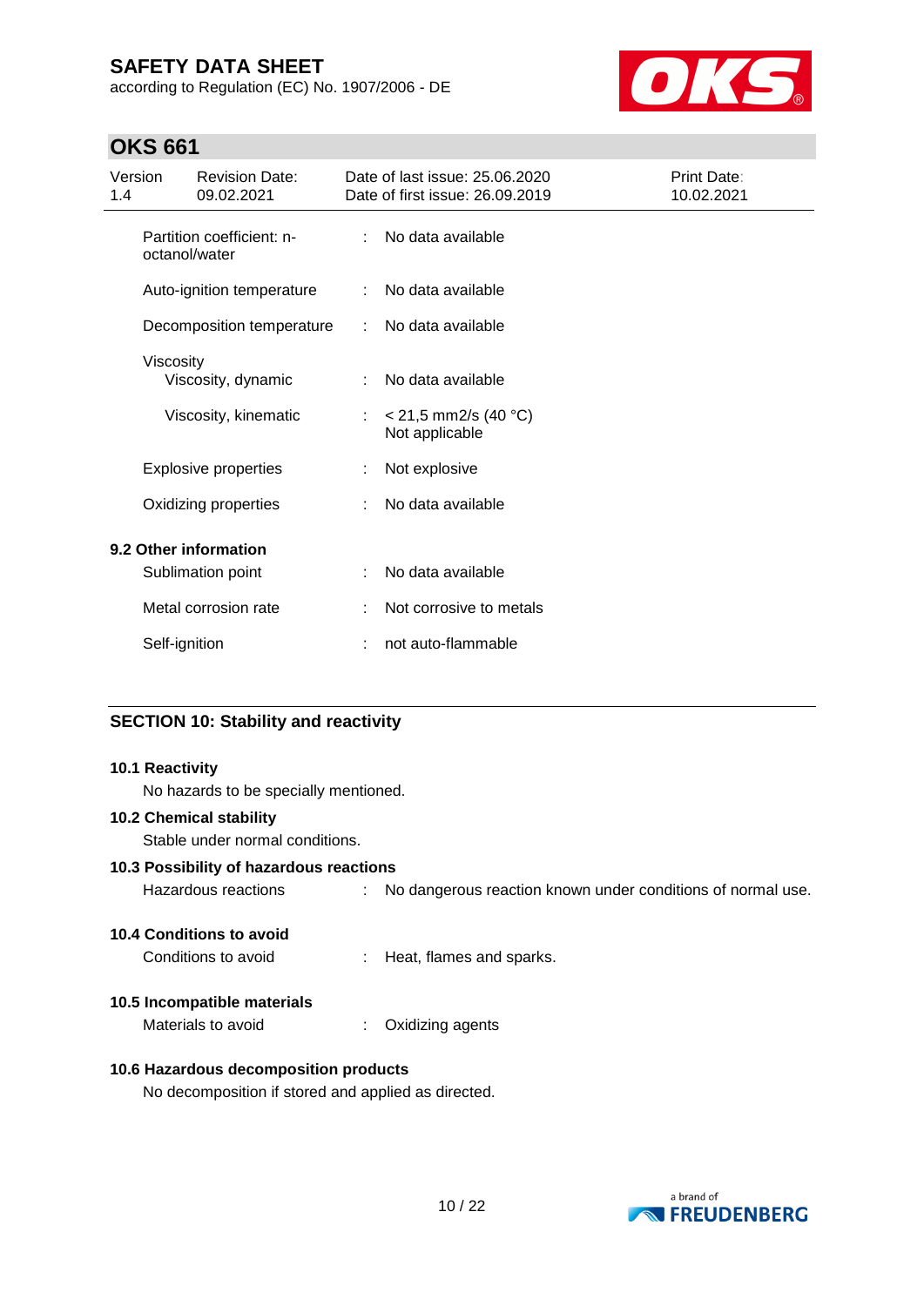| | | |
|---|---|---|
| Partition coefficient: n-octanol/water | : | No data available |
| Auto-ignition temperature | : | No data available |
| Decomposition temperature | : | No data available |
| Viscosity | | |
| Viscosity, dynamic | : | No data available |
| Viscosity, kinematic | : | < 21,5 mm2/s (40 °C)<br>Not applicable |
| Explosive properties | : | Not explosive |
| Oxidizing properties | : | No data available |

**9.2 Other information**

| | | |
|---|---|---|
| Sublimation point | : | No data available |
| Metal corrosion rate | : | Not corrosive to metals |
| Self-ignition | : | not auto-flammable |

## SECTION 10: Stability and reactivity

**10.1 Reactivity**

No hazards to be specially mentioned.

**10.2 Chemical stability**

Stable under normal conditions.

**10.3 Possibility of hazardous reactions**

Hazardous reactions : No dangerous reaction known under conditions of normal use.

**10.4 Conditions to avoid**

Conditions to avoid : Heat, flames and sparks.

**10.5 Incompatible materials**

Materials to avoid : Oxidizing agents

**10.6 Hazardous decomposition products**

No decomposition if stored and applied as directed.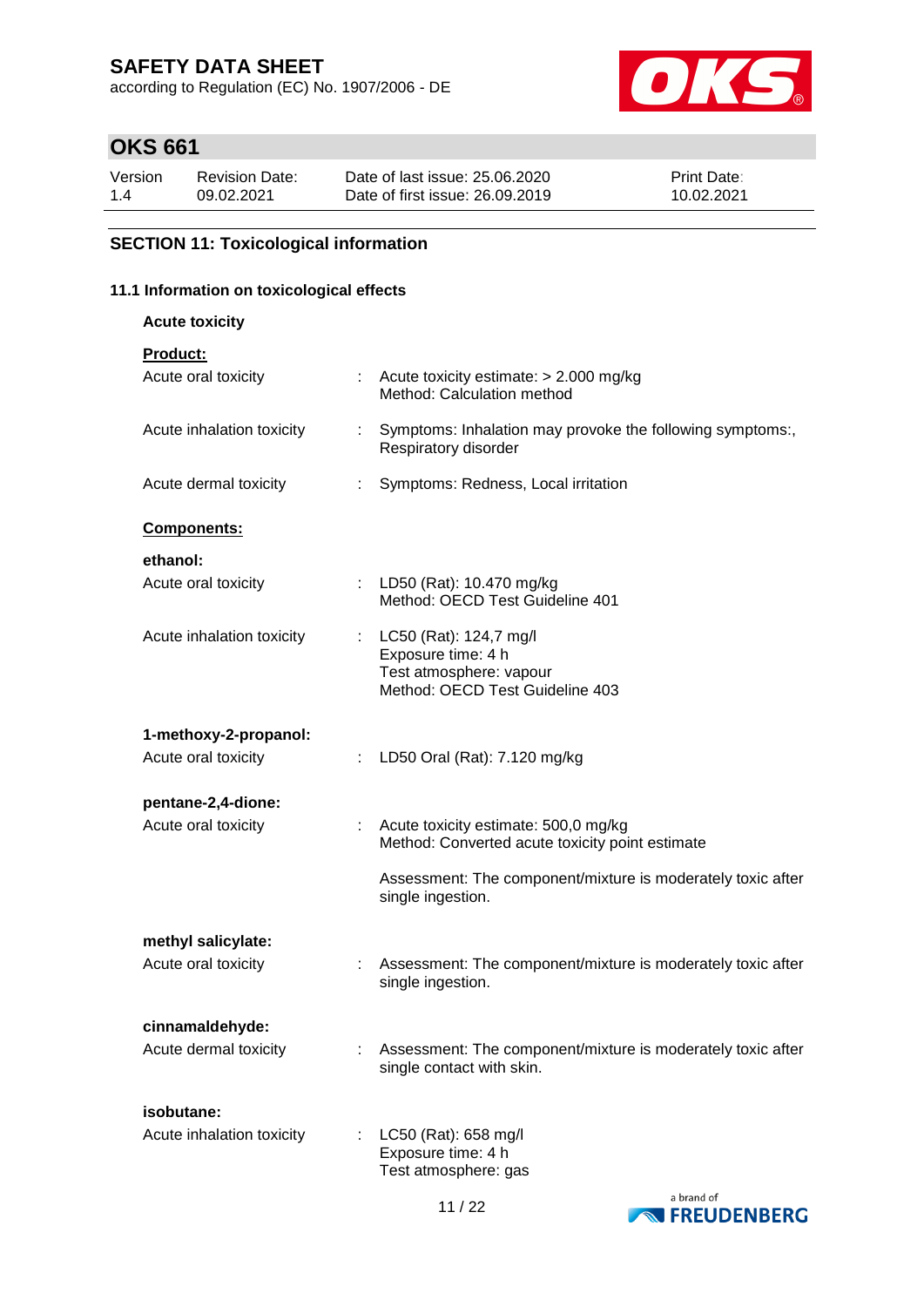## SECTION 11: Toxicological information

### 11.1 Information on toxicological effects

**Acute toxicity**

**Product:**

| | | |
|---|---|---|
| Acute oral toxicity | : | Acute toxicity estimate: > 2.000 mg/kg<br>Method: Calculation method |
| Acute inhalation toxicity | : | Symptoms: Inhalation may provoke the following symptoms:, Respiratory disorder |
| Acute dermal toxicity | : | Symptoms: Redness, Local irritation |

**Components:**

**ethanol:**

| | | |
|---|---|---|
| Acute oral toxicity | : | LD50 (Rat): 10.470 mg/kg<br>Method: OECD Test Guideline 401 |
| Acute inhalation toxicity | : | LC50 (Rat): 124,7 mg/l<br>Exposure time: 4 h<br>Test atmosphere: vapour<br>Method: OECD Test Guideline 403 |

**1-methoxy-2-propanol:**

| | | |
|---|---|---|
| Acute oral toxicity | : | LD50 Oral (Rat): 7.120 mg/kg |

**pentane-2,4-dione:**

| | | |
|---|---|---|
| Acute oral toxicity | : | Acute toxicity estimate: 500,0 mg/kg<br>Method: Converted acute toxicity point estimate<br><br>Assessment: The component/mixture is moderately toxic after single ingestion. |

**methyl salicylate:**

| | | |
|---|---|---|
| Acute oral toxicity | : | Assessment: The component/mixture is moderately toxic after single ingestion. |

**cinnamaldehyde:**

| | | |
|---|---|---|
| Acute dermal toxicity | : | Assessment: The component/mixture is moderately toxic after single contact with skin. |

**isobutane:**

| | | |
|---|---|---|
| Acute inhalation toxicity | : | LC50 (Rat): 658 mg/l<br>Exposure time: 4 h<br>Test atmosphere: gas |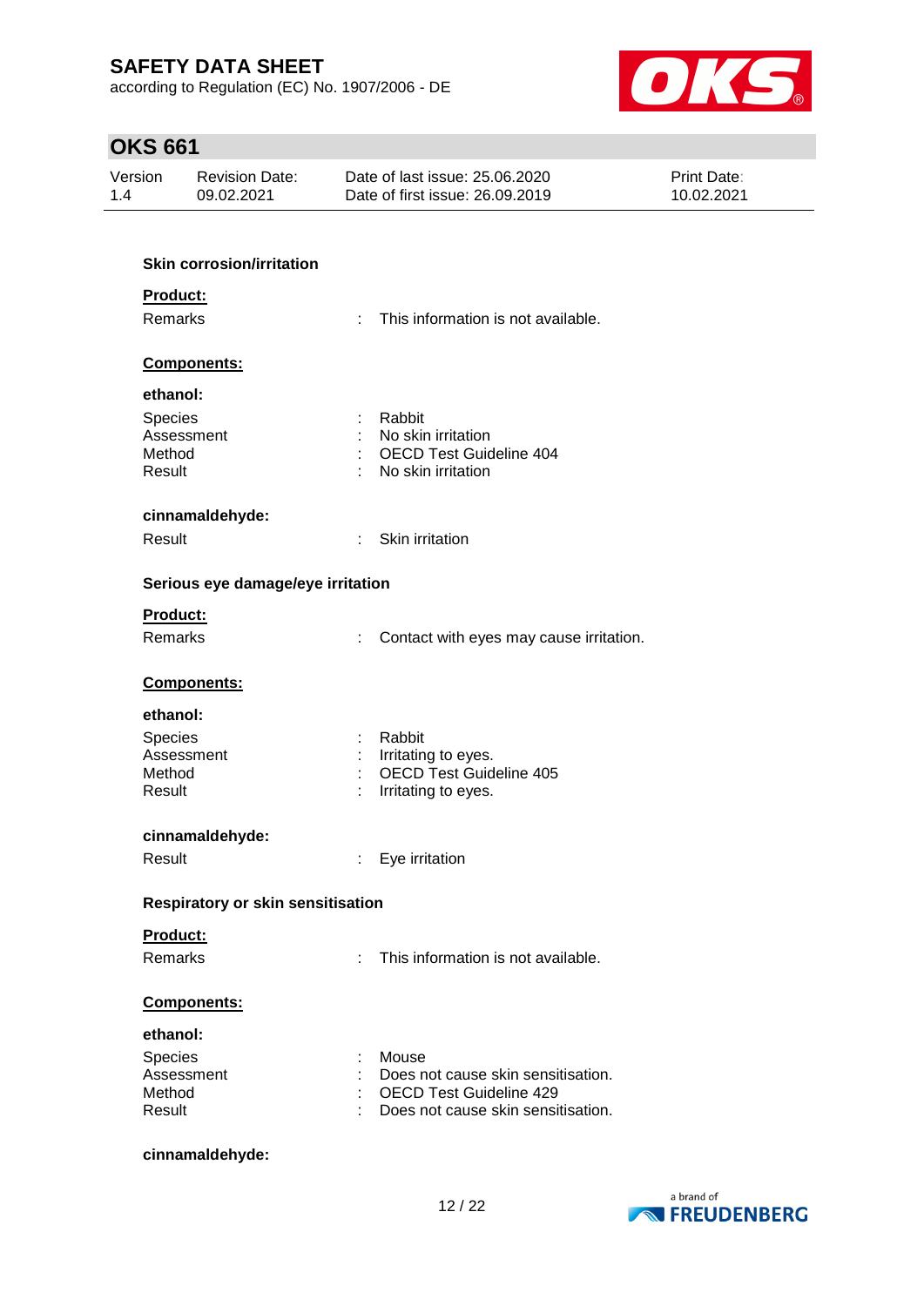**Skin corrosion/irritation**

**Product:**

Remarks : This information is not available.

**Components:**

**ethanol:**

Species : Rabbit
Assessment : No skin irritation
Method : OECD Test Guideline 404
Result : No skin irritation

**cinnamaldehyde:**

Result : Skin irritation

**Serious eye damage/eye irritation**

**Product:**

Remarks : Contact with eyes may cause irritation.

**Components:**

**ethanol:**

Species : Rabbit
Assessment : Irritating to eyes.
Method : OECD Test Guideline 405
Result : Irritating to eyes.

**cinnamaldehyde:**

Result : Eye irritation

**Respiratory or skin sensitisation**

**Product:**

Remarks : This information is not available.

**Components:**

**ethanol:**

Species : Mouse
Assessment : Does not cause skin sensitisation.
Method : OECD Test Guideline 429
Result : Does not cause skin sensitisation.

**cinnamaldehyde:**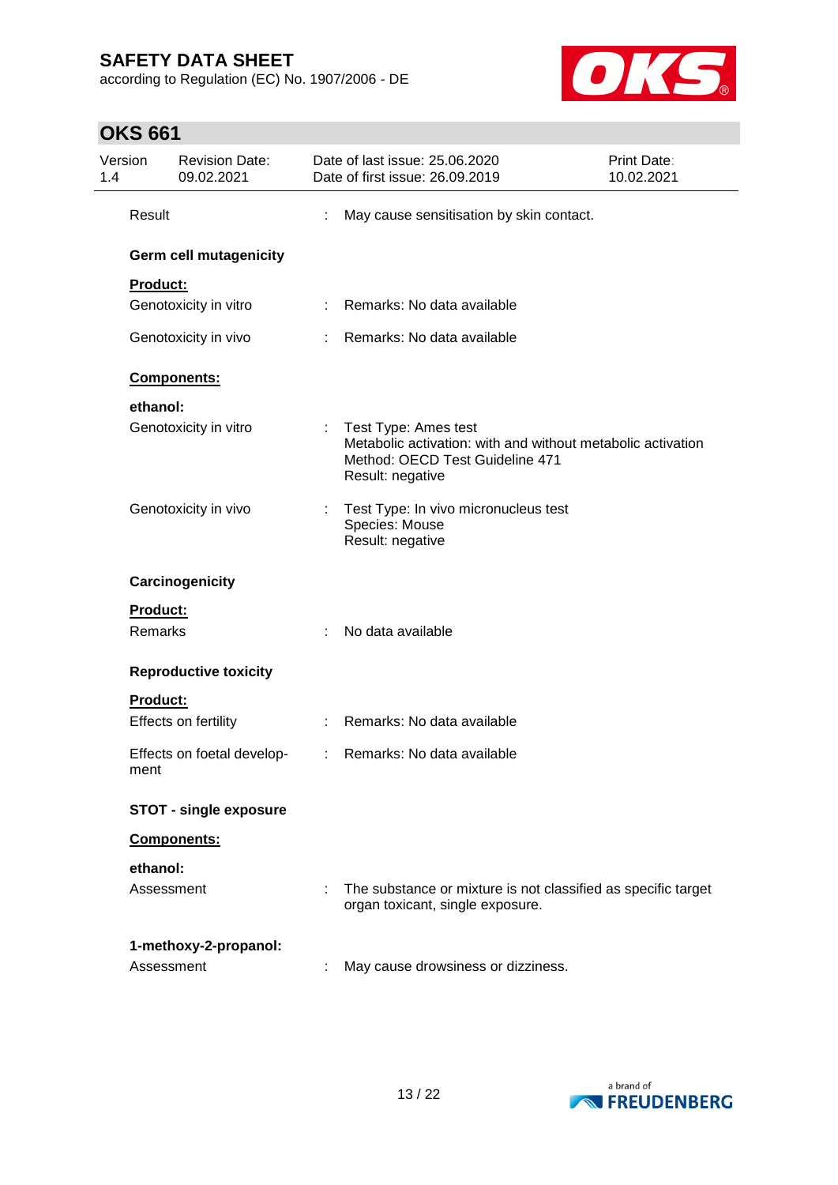Result : May cause sensitisation by skin contact.

**Germ cell mutagenicity**

**Product:**

Genotoxicity in vitro : Remarks: No data available

Genotoxicity in vivo : Remarks: No data available

**Components:**

**ethanol:**

Genotoxicity in vitro : Test Type: Ames test
Metabolic activation: with and without metabolic activation
Method: OECD Test Guideline 471
Result: negative

Genotoxicity in vivo : Test Type: In vivo micronucleus test
Species: Mouse
Result: negative

**Carcinogenicity**

**Product:**

Remarks : No data available

**Reproductive toxicity**

**Product:**

Effects on fertility : Remarks: No data available

Effects on foetal development : Remarks: No data available

**STOT - single exposure**

**Components:**

**ethanol:**

Assessment : The substance or mixture is not classified as specific target organ toxicant, single exposure.

**1-methoxy-2-propanol:**

Assessment : May cause drowsiness or dizziness.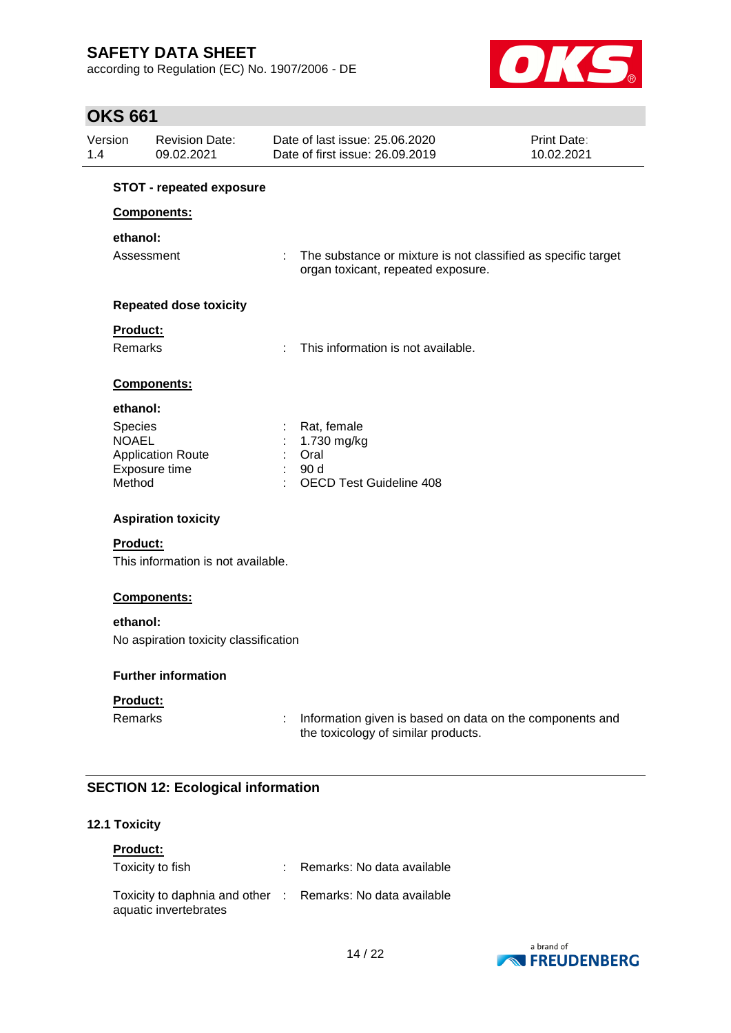**STOT - repeated exposure**

**Components:**

**ethanol:**

Assessment : The substance or mixture is not classified as specific target organ toxicant, repeated exposure.

**Repeated dose toxicity**

**Product:**

Remarks : This information is not available.

**Components:**

**ethanol:**

Species : Rat, female
NOAEL : 1.730 mg/kg
Application Route : Oral
Exposure time : 90 d
Method : OECD Test Guideline 408

**Aspiration toxicity**

**Product:**

This information is not available.

**Components:**

**ethanol:**

No aspiration toxicity classification

**Further information**

**Product:**

Remarks : Information given is based on data on the components and the toxicology of similar products.

## SECTION 12: Ecological information

### 12.1 Toxicity

**Product:**

Toxicity to fish : Remarks: No data available

Toxicity to daphnia and other aquatic invertebrates : Remarks: No data available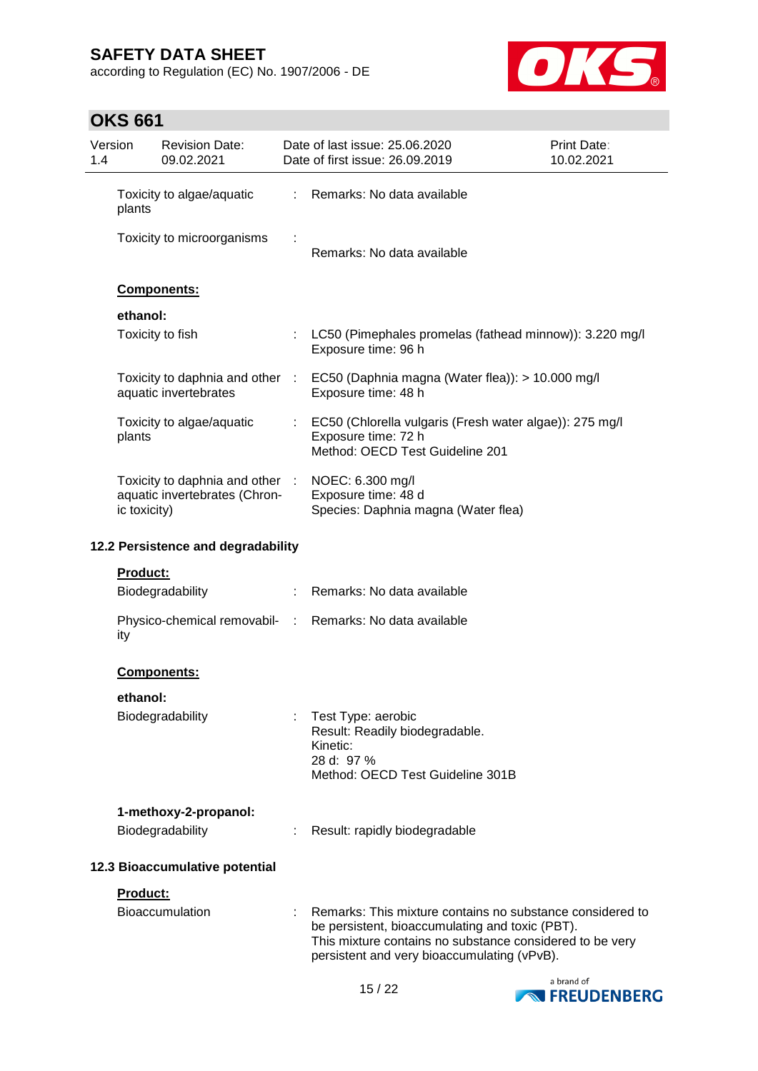| | | |
|---|---|---|
| Toxicity to algae/aquatic plants | : | Remarks: No data available |
| Toxicity to microorganisms | : | Remarks: No data available |

**Components:**

**ethanol:**

| | | |
|---|---|---|
| Toxicity to fish | : | LC50 (Pimephales promelas (fathead minnow)): 3.220 mg/l<br>Exposure time: 96 h |
| Toxicity to daphnia and other aquatic invertebrates | : | EC50 (Daphnia magna (Water flea)): > 10.000 mg/l<br>Exposure time: 48 h |
| Toxicity to algae/aquatic plants | : | EC50 (Chlorella vulgaris (Fresh water algae)): 275 mg/l<br>Exposure time: 72 h<br>Method: OECD Test Guideline 201 |
| Toxicity to daphnia and other aquatic invertebrates (Chronic toxicity) | : | NOEC: 6.300 mg/l<br>Exposure time: 48 d<br>Species: Daphnia magna (Water flea) |

### 12.2 Persistence and degradability

**Product:**

| | | |
|---|---|---|
| Biodegradability | : | Remarks: No data available |
| Physico-chemical removability | : | Remarks: No data available |

**Components:**

**ethanol:**

| | | |
|---|---|---|
| Biodegradability | : | Test Type: aerobic<br>Result: Readily biodegradable.<br>Kinetic:<br>28 d: 97 %<br>Method: OECD Test Guideline 301B |

**1-methoxy-2-propanol:**

| | | |
|---|---|---|
| Biodegradability | : | Result: rapidly biodegradable |

### 12.3 Bioaccumulative potential

**Product:**

| | | |
|---|---|---|
| Bioaccumulation | : | Remarks: This mixture contains no substance considered to be persistent, bioaccumulating and toxic (PBT).<br>This mixture contains no substance considered to be very persistent and very bioaccumulating (vPvB). |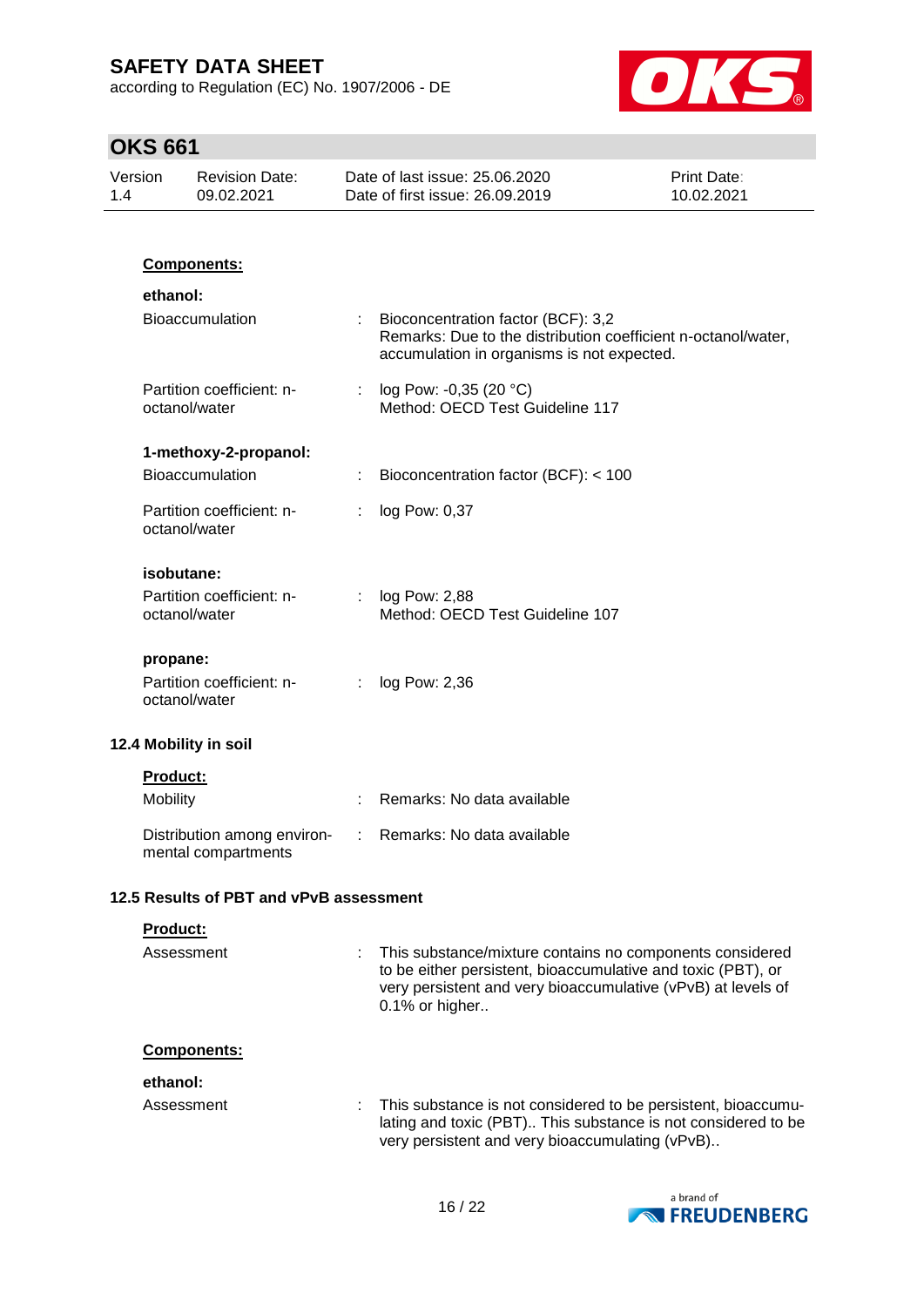**Components:**

**ethanol:**

| | | |
|---|---|---|
| Bioaccumulation | : | Bioconcentration factor (BCF): 3,2<br>Remarks: Due to the distribution coefficient n-octanol/water, accumulation in organisms is not expected. |
| Partition coefficient: n-octanol/water | : | log Pow: -0,35 (20 °C)<br>Method: OECD Test Guideline 117 |

**1-methoxy-2-propanol:**

| | | |
|---|---|---|
| Bioaccumulation | : | Bioconcentration factor (BCF): < 100 |
| Partition coefficient: n-octanol/water | : | log Pow: 0,37 |

**isobutane:**

| | | |
|---|---|---|
| Partition coefficient: n-octanol/water | : | log Pow: 2,88<br>Method: OECD Test Guideline 107 |

**propane:**

| | | |
|---|---|---|
| Partition coefficient: n-octanol/water | : | log Pow: 2,36 |

## 12.4 Mobility in soil

**Product:**

| | | |
|---|---|---|
| Mobility | : | Remarks: No data available |
| Distribution among environmental compartments | : | Remarks: No data available |

## 12.5 Results of PBT and vPvB assessment

**Product:**

| | | |
|---|---|---|
| Assessment | : | This substance/mixture contains no components considered to be either persistent, bioaccumulative and toxic (PBT), or very persistent and very bioaccumulative (vPvB) at levels of 0.1% or higher.. |

**Components:**

**ethanol:**

| | | |
|---|---|---|
| Assessment | : | This substance is not considered to be persistent, bioaccumulating and toxic (PBT).. This substance is not considered to be very persistent and very bioaccumulating (vPvB).. |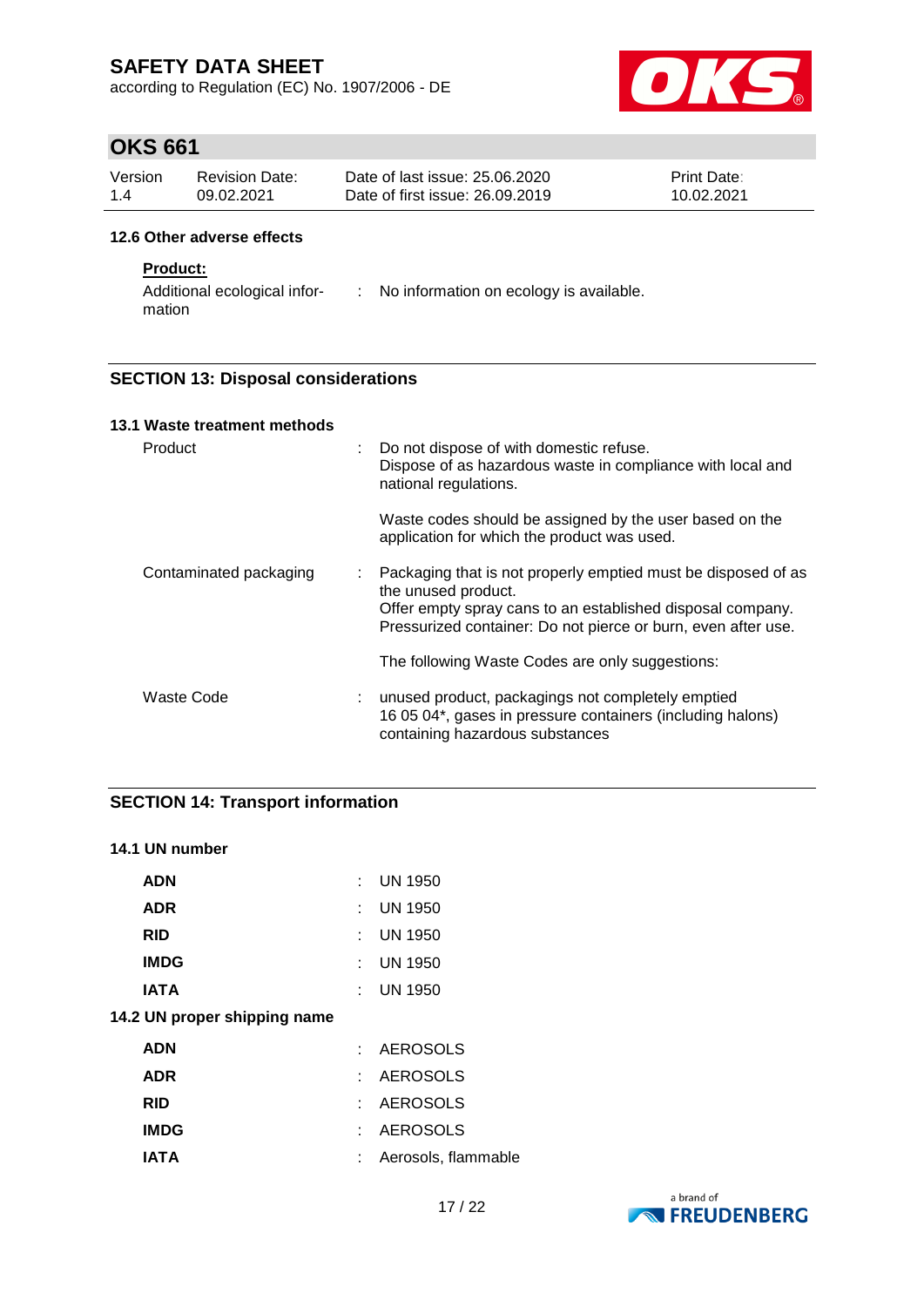### 12.6 Other adverse effects

**Product:**

| | | |
|---|---|---|
| Additional ecological information | : | No information on ecology is available. |

## SECTION 13: Disposal considerations

### 13.1 Waste treatment methods

| | | |
|---|---|---|
| Product | : | Do not dispose of with domestic refuse.<br>Dispose of as hazardous waste in compliance with local and national regulations.<br><br>Waste codes should be assigned by the user based on the application for which the product was used. |
| Contaminated packaging | : | Packaging that is not properly emptied must be disposed of as the unused product.<br>Offer empty spray cans to an established disposal company.<br>Pressurized container: Do not pierce or burn, even after use.<br><br>The following Waste Codes are only suggestions: |
| Waste Code | : | unused product, packagings not completely emptied<br>16 05 04*, gases in pressure containers (including halons) containing hazardous substances |

## SECTION 14: Transport information

### 14.1 UN number

| | | |
|---|---|---|
| **ADN** | : | UN 1950 |
| **ADR** | : | UN 1950 |
| **RID** | : | UN 1950 |
| **IMDG** | : | UN 1950 |
| **IATA** | : | UN 1950 |

### 14.2 UN proper shipping name

| | | |
|---|---|---|
| **ADN** | : | AEROSOLS |
| **ADR** | : | AEROSOLS |
| **RID** | : | AEROSOLS |
| **IMDG** | : | AEROSOLS |
| **IATA** | : | Aerosols, flammable |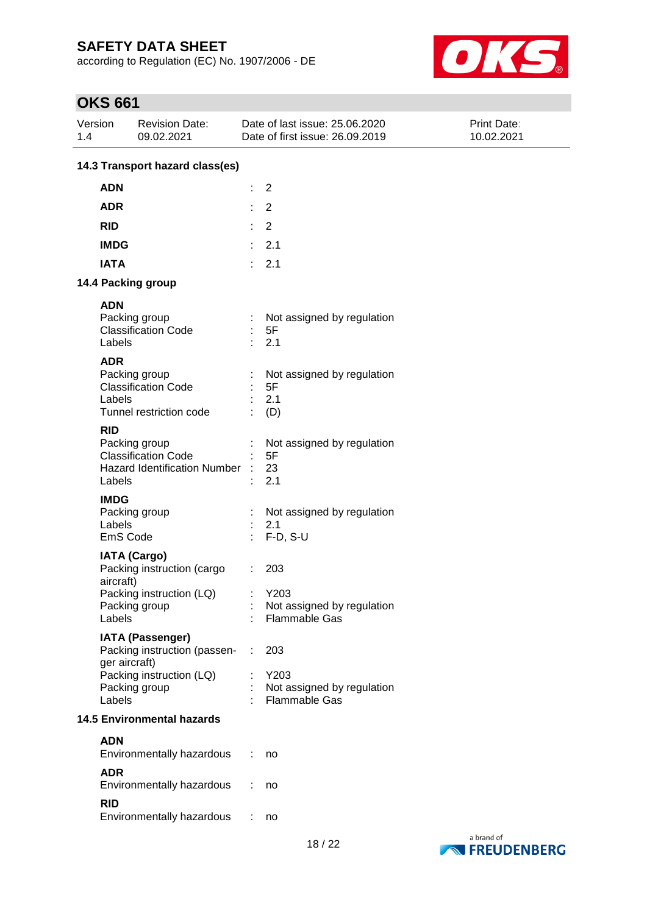### 14.3 Transport hazard class(es)

| | | |
|---|---|---|
| **ADN** | : | 2 |
| **ADR** | : | 2 |
| **RID** | : | 2 |
| **IMDG** | : | 2.1 |
| **IATA** | : | 2.1 |

### 14.4 Packing group

**ADN**

| | | |
|---|---|---|
| Packing group | : | Not assigned by regulation |
| Classification Code | : | 5F |
| Labels | : | 2.1 |

**ADR**

| | | |
|---|---|---|
| Packing group | : | Not assigned by regulation |
| Classification Code | : | 5F |
| Labels | : | 2.1 |
| Tunnel restriction code | : | (D) |

**RID**

| | | |
|---|---|---|
| Packing group | : | Not assigned by regulation |
| Classification Code | : | 5F |
| Hazard Identification Number | : | 23 |
| Labels | : | 2.1 |

**IMDG**

| | | |
|---|---|---|
| Packing group | : | Not assigned by regulation |
| Labels | : | 2.1 |
| EmS Code | : | F-D, S-U |

**IATA (Cargo)**

| | | |
|---|---|---|
| Packing instruction (cargo aircraft) | : | 203 |
| Packing instruction (LQ) | : | Y203 |
| Packing group | : | Not assigned by regulation |
| Labels | : | Flammable Gas |

**IATA (Passenger)**

| | | |
|---|---|---|
| Packing instruction (passenger aircraft) | : | 203 |
| Packing instruction (LQ) | : | Y203 |
| Packing group | : | Not assigned by regulation |
| Labels | : | Flammable Gas |

### 14.5 Environmental hazards

**ADN**

| | | |
|---|---|---|
| Environmentally hazardous | : | no |

**ADR**

| | | |
|---|---|---|
| Environmentally hazardous | : | no |

**RID**

| | | |
|---|---|---|
| Environmentally hazardous | : | no |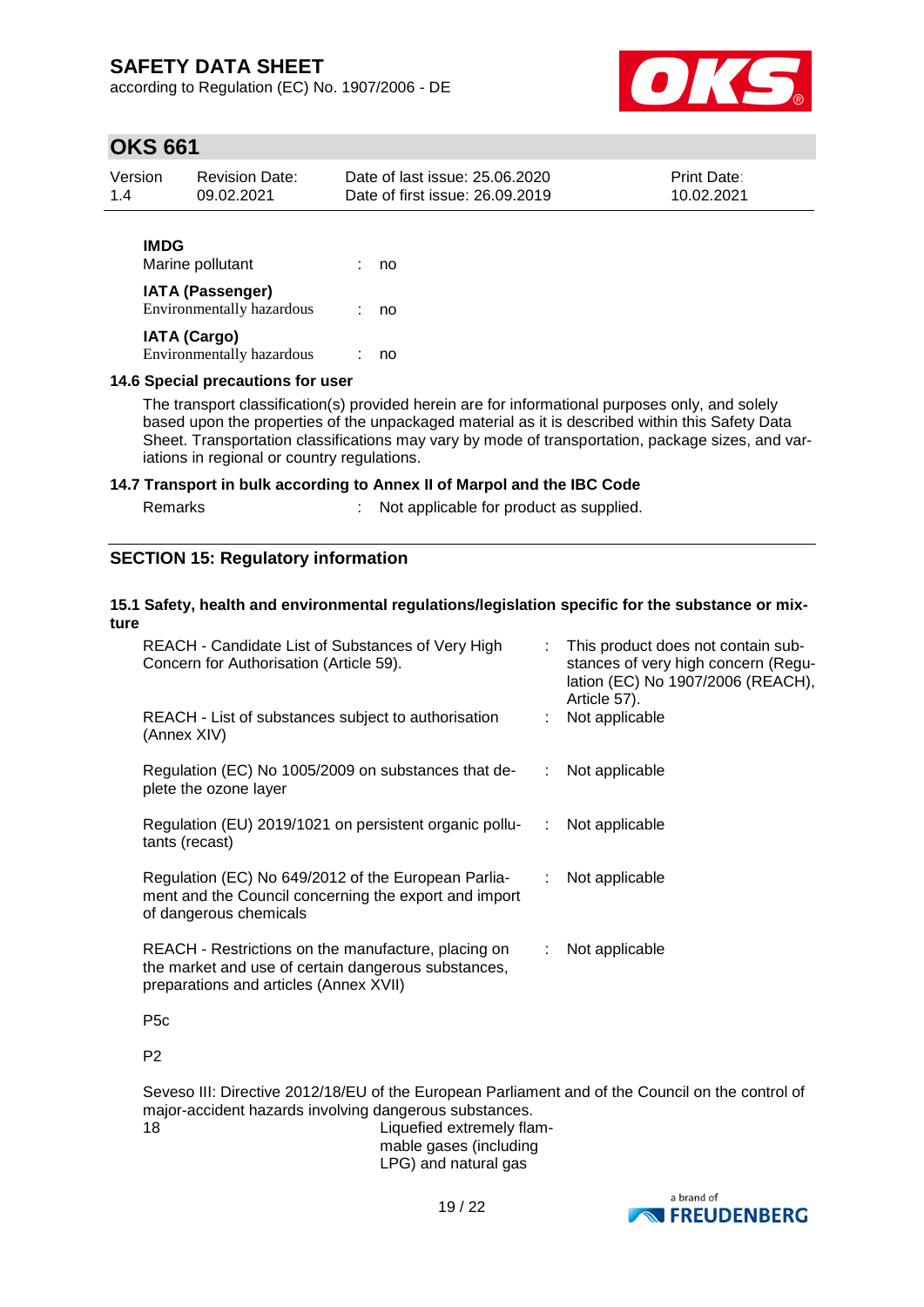**IMDG**

| | | |
|---|---|---|
| Marine pollutant | : | no |

**IATA (Passenger)**

| | | |
|---|---|---|
| Environmentally hazardous | : | no |

**IATA (Cargo)**

| | | |
|---|---|---|
| Environmentally hazardous | : | no |

### 14.6 Special precautions for user

The transport classification(s) provided herein are for informational purposes only, and solely based upon the properties of the unpackaged material as it is described within this Safety Data Sheet. Transportation classifications may vary by mode of transportation, package sizes, and variations in regional or country regulations.

### 14.7 Transport in bulk according to Annex II of Marpol and the IBC Code

| | | |
|---|---|---|
| Remarks | : | Not applicable for product as supplied. |

## SECTION 15: Regulatory information

### 15.1 Safety, health and environmental regulations/legislation specific for the substance or mixture

| | | |
|---|---|---|
| REACH - Candidate List of Substances of Very High Concern for Authorisation (Article 59). | : | This product does not contain substances of very high concern (Regulation (EC) No 1907/2006 (REACH), Article 57). |
| REACH - List of substances subject to authorisation (Annex XIV) | : | Not applicable |
| Regulation (EC) No 1005/2009 on substances that deplete the ozone layer | : | Not applicable |
| Regulation (EU) 2019/1021 on persistent organic pollutants (recast) | : | Not applicable |
| Regulation (EC) No 649/2012 of the European Parliament and the Council concerning the export and import of dangerous chemicals | : | Not applicable |
| REACH - Restrictions on the manufacture, placing on the market and use of certain dangerous substances, preparations and articles (Annex XVII) | : | Not applicable |

P5c

P2

Seveso III: Directive 2012/18/EU of the European Parliament and of the Council on the control of major-accident hazards involving dangerous substances.

| | |
|---|---|
| 18 | Liquefied extremely flammable gases (including LPG) and natural gas |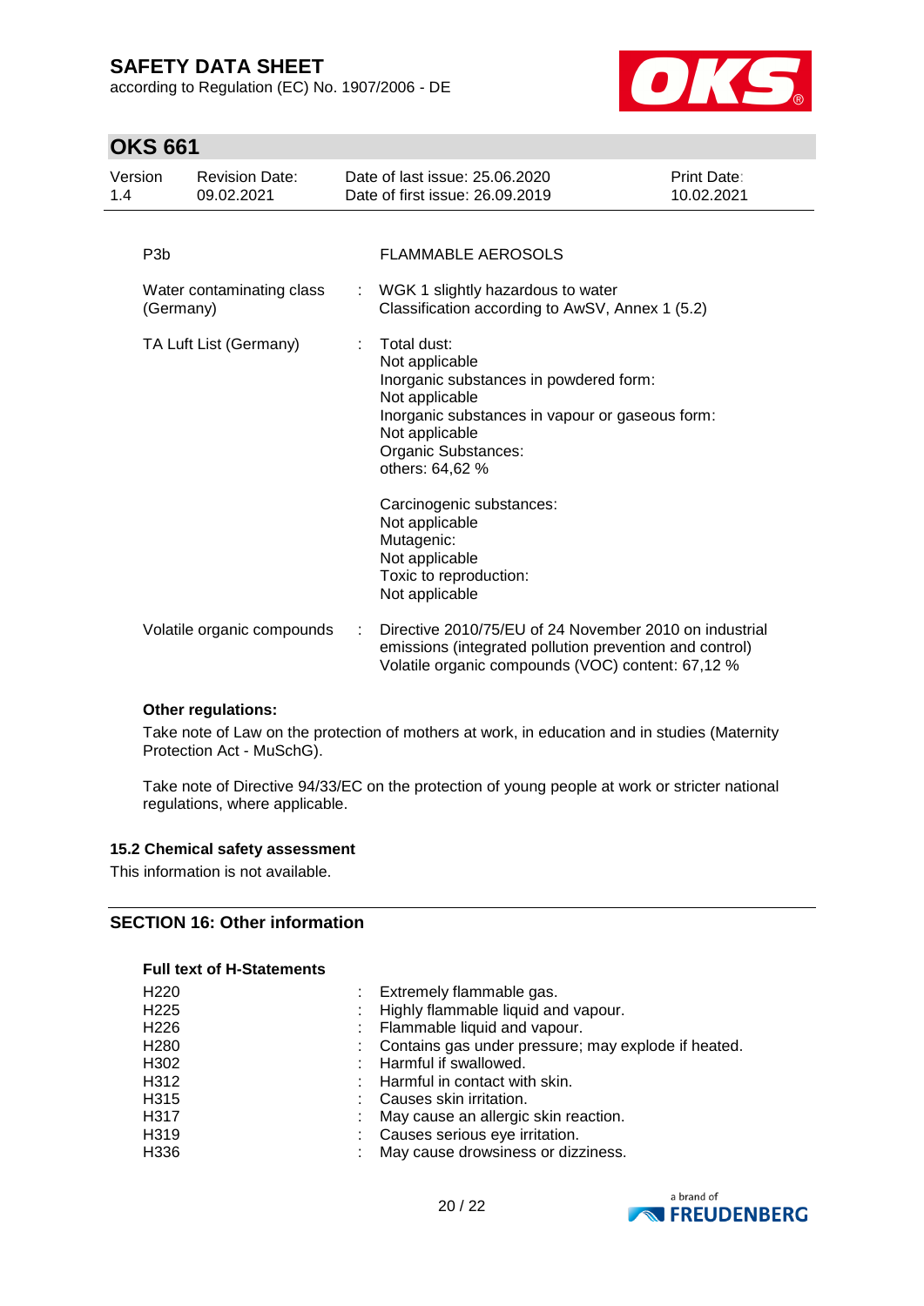| | | |
|---|---|---|
| P3b | | FLAMMABLE AEROSOLS |
| Water contaminating class (Germany) | : | WGK 1 slightly hazardous to water<br>Classification according to AwSV, Annex 1 (5.2) |
| TA Luft List (Germany) | : | Total dust:<br>Not applicable<br>Inorganic substances in powdered form:<br>Not applicable<br>Inorganic substances in vapour or gaseous form:<br>Not applicable<br>Organic Substances:<br>others: 64,62 %<br><br>Carcinogenic substances:<br>Not applicable<br>Mutagenic:<br>Not applicable<br>Toxic to reproduction:<br>Not applicable |
| Volatile organic compounds | : | Directive 2010/75/EU of 24 November 2010 on industrial emissions (integrated pollution prevention and control)<br>Volatile organic compounds (VOC) content: 67,12 % |

**Other regulations:**

Take note of Law on the protection of mothers at work, in education and in studies (Maternity Protection Act - MuSchG).

Take note of Directive 94/33/EC on the protection of young people at work or stricter national regulations, where applicable.

### 15.2 Chemical safety assessment

This information is not available.

## SECTION 16: Other information

**Full text of H-Statements**

| | | |
|---|---|---|
| H220 | : | Extremely flammable gas. |
| H225 | : | Highly flammable liquid and vapour. |
| H226 | : | Flammable liquid and vapour. |
| H280 | : | Contains gas under pressure; may explode if heated. |
| H302 | : | Harmful if swallowed. |
| H312 | : | Harmful in contact with skin. |
| H315 | : | Causes skin irritation. |
| H317 | : | May cause an allergic skin reaction. |
| H319 | : | Causes serious eye irritation. |
| H336 | : | May cause drowsiness or dizziness. |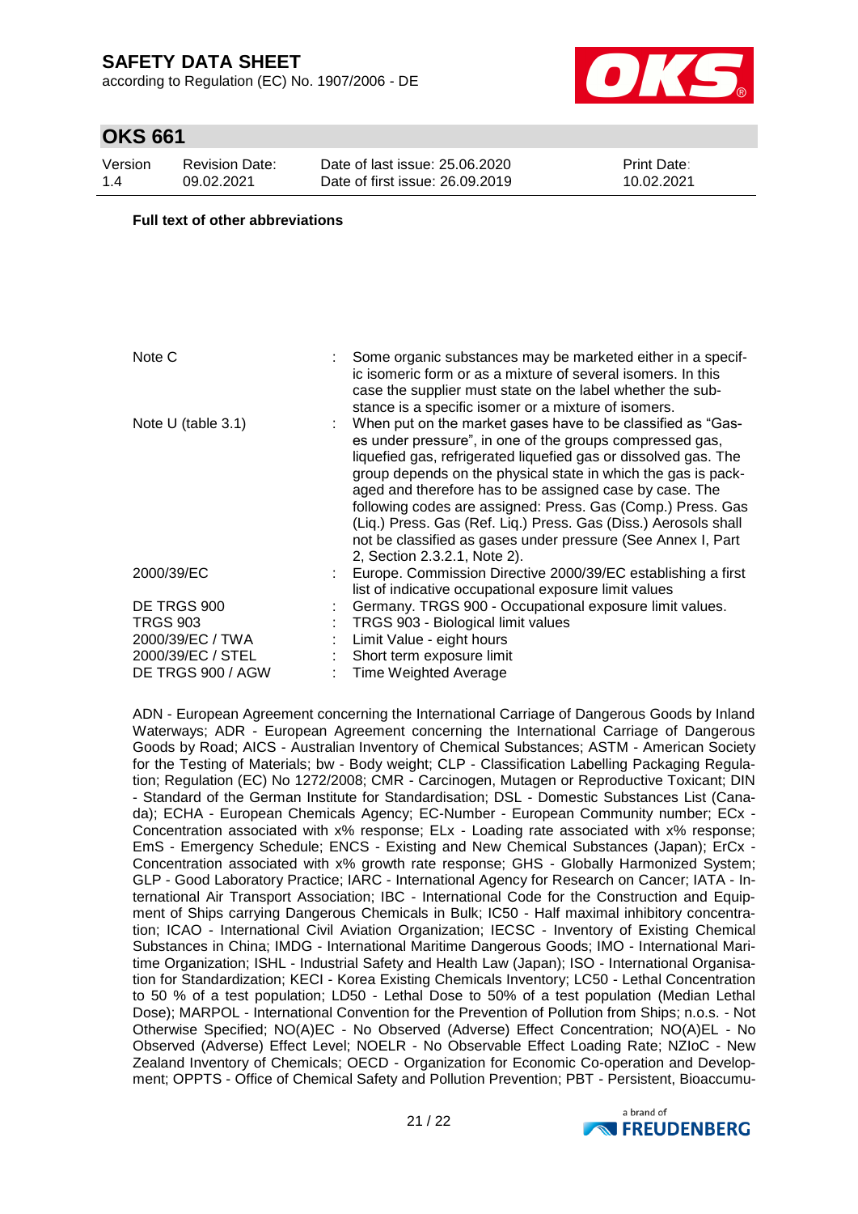**Full text of other abbreviations**

| | | |
|---|---|---|
| Note C | : | Some organic substances may be marketed either in a specific isomeric form or as a mixture of several isomers. In this case the supplier must state on the label whether the substance is a specific isomer or a mixture of isomers. |
| Note U (table 3.1) | : | When put on the market gases have to be classified as "Gases under pressure", in one of the groups compressed gas, liquefied gas, refrigerated liquefied gas or dissolved gas. The group depends on the physical state in which the gas is packaged and therefore has to be assigned case by case. The following codes are assigned: Press. Gas (Comp.) Press. Gas (Liq.) Press. Gas (Ref. Liq.) Press. Gas (Diss.) Aerosols shall not be classified as gases under pressure (See Annex I, Part 2, Section 2.3.2.1, Note 2). |
| 2000/39/EC | : | Europe. Commission Directive 2000/39/EC establishing a first list of indicative occupational exposure limit values |
| DE TRGS 900 | : | Germany. TRGS 900 - Occupational exposure limit values. |
| TRGS 903 | : | TRGS 903 - Biological limit values |
| 2000/39/EC / TWA | : | Limit Value - eight hours |
| 2000/39/EC / STEL | : | Short term exposure limit |
| DE TRGS 900 / AGW | : | Time Weighted Average |

ADN - European Agreement concerning the International Carriage of Dangerous Goods by Inland Waterways; ADR - European Agreement concerning the International Carriage of Dangerous Goods by Road; AICS - Australian Inventory of Chemical Substances; ASTM - American Society for the Testing of Materials; bw - Body weight; CLP - Classification Labelling Packaging Regulation; Regulation (EC) No 1272/2008; CMR - Carcinogen, Mutagen or Reproductive Toxicant; DIN - Standard of the German Institute for Standardisation; DSL - Domestic Substances List (Canada); ECHA - European Chemicals Agency; EC-Number - European Community number; ECx - Concentration associated with x% response; ELx - Loading rate associated with x% response; EmS - Emergency Schedule; ENCS - Existing and New Chemical Substances (Japan); ErCx - Concentration associated with x% growth rate response; GHS - Globally Harmonized System; GLP - Good Laboratory Practice; IARC - International Agency for Research on Cancer; IATA - International Air Transport Association; IBC - International Code for the Construction and Equipment of Ships carrying Dangerous Chemicals in Bulk; IC50 - Half maximal inhibitory concentration; ICAO - International Civil Aviation Organization; IECSC - Inventory of Existing Chemical Substances in China; IMDG - International Maritime Dangerous Goods; IMO - International Maritime Organization; ISHL - Industrial Safety and Health Law (Japan); ISO - International Organisation for Standardization; KECI - Korea Existing Chemicals Inventory; LC50 - Lethal Concentration to 50 % of a test population; LD50 - Lethal Dose to 50% of a test population (Median Lethal Dose); MARPOL - International Convention for the Prevention of Pollution from Ships; n.o.s. - Not Otherwise Specified; NO(A)EC - No Observed (Adverse) Effect Concentration; NO(A)EL - No Observed (Adverse) Effect Level; NOELR - No Observable Effect Loading Rate; NZIoC - New Zealand Inventory of Chemicals; OECD - Organization for Economic Co-operation and Development; OPPTS - Office of Chemical Safety and Pollution Prevention; PBT - Persistent, Bioaccumu-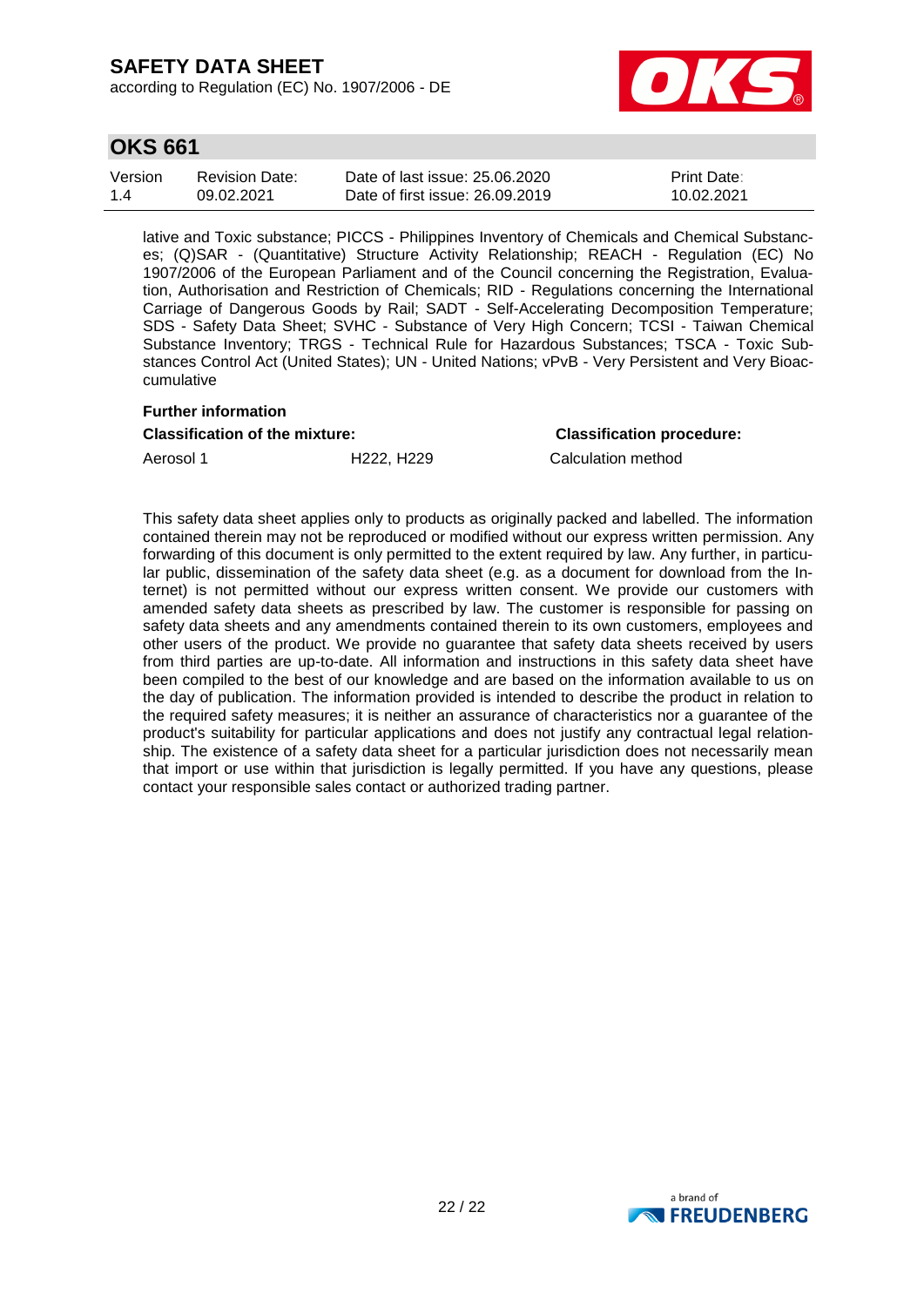lative and Toxic substance; PICCS - Philippines Inventory of Chemicals and Chemical Substances; (Q)SAR - (Quantitative) Structure Activity Relationship; REACH - Regulation (EC) No 1907/2006 of the European Parliament and of the Council concerning the Registration, Evaluation, Authorisation and Restriction of Chemicals; RID - Regulations concerning the International Carriage of Dangerous Goods by Rail; SADT - Self-Accelerating Decomposition Temperature; SDS - Safety Data Sheet; SVHC - Substance of Very High Concern; TCSI - Taiwan Chemical Substance Inventory; TRGS - Technical Rule for Hazardous Substances; TSCA - Toxic Substances Control Act (United States); UN - United Nations; vPvB - Very Persistent and Very Bioaccumulative

**Further information**

| Classification of the mixture: | | Classification procedure: |
|---|---|---|
| Aerosol 1 | H222, H229 | Calculation method |

This safety data sheet applies only to products as originally packed and labelled. The information contained therein may not be reproduced or modified without our express written permission. Any forwarding of this document is only permitted to the extent required by law. Any further, in particular public, dissemination of the safety data sheet (e.g. as a document for download from the Internet) is not permitted without our express written consent. We provide our customers with amended safety data sheets as prescribed by law. The customer is responsible for passing on safety data sheets and any amendments contained therein to its own customers, employees and other users of the product. We provide no guarantee that safety data sheets received by users from third parties are up-to-date. All information and instructions in this safety data sheet have been compiled to the best of our knowledge and are based on the information available to us on the day of publication. The information provided is intended to describe the product in relation to the required safety measures; it is neither an assurance of characteristics nor a guarantee of the product's suitability for particular applications and does not justify any contractual legal relationship. The existence of a safety data sheet for a particular jurisdiction does not necessarily mean that import or use within that jurisdiction is legally permitted. If you have any questions, please contact your responsible sales contact or authorized trading partner.